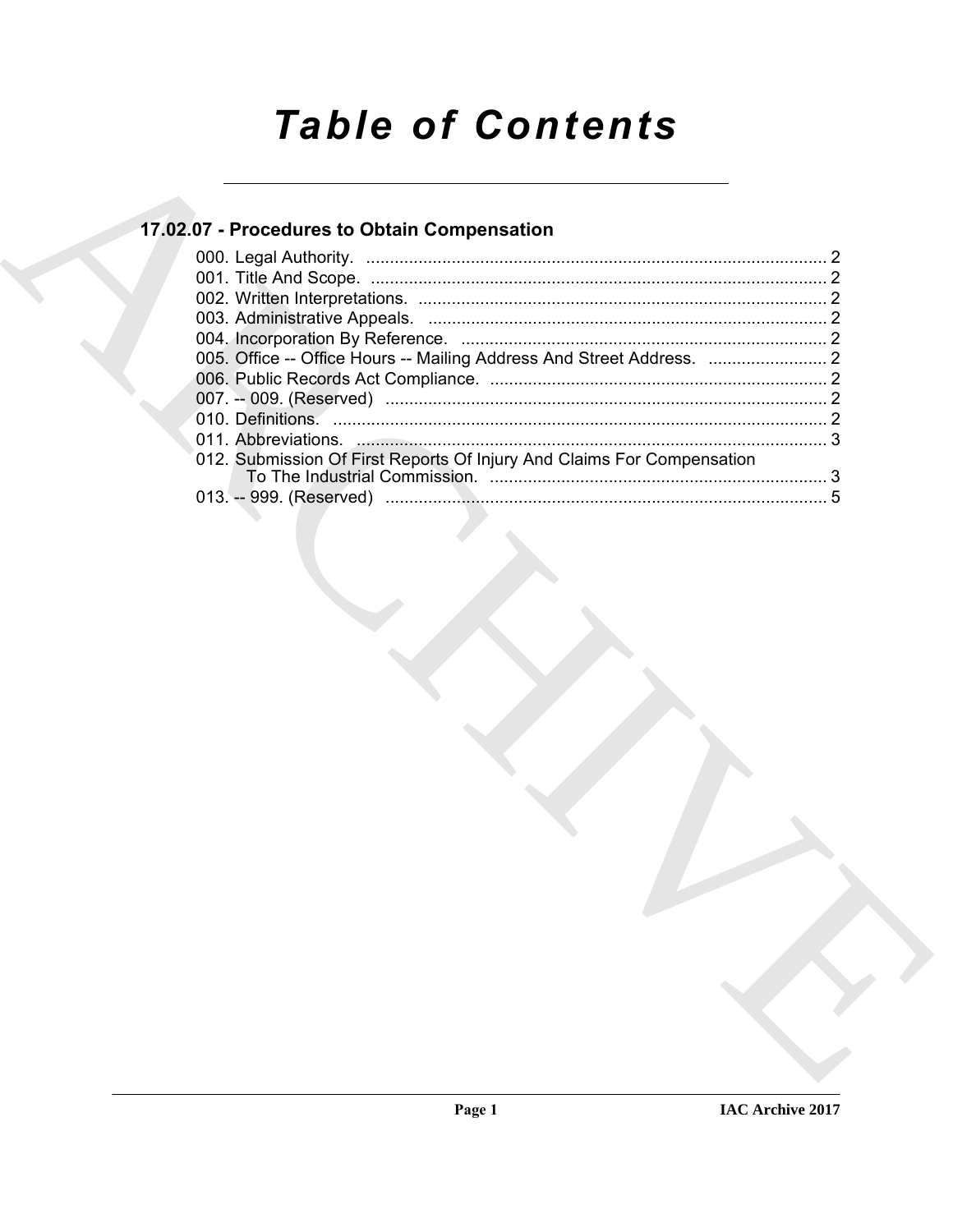# Table of Contents

## 17.02.07 - Procedures to Obtain Compensation

000. Legal Authority. ........................................................................................ 2
001. Title And Scope. ........................................................................................ 2
002. Written Interpretations. ........................................................................................ 2
003. Administrative Appeals. ........................................................................................ 2
004. Incorporation By Reference. ........................................................................................ 2
005. Office -- Office Hours -- Mailing Address And Street Address. ......................... 2
006. Public Records Act Compliance. ........................................................................................ 2
007. -- 009. (Reserved) ........................................................................................ 2
010. Definitions. ........................................................................................ 2
011. Abbreviations. ........................................................................................ 3
012. Submission Of First Reports Of Injury And Claims For Compensation To The Industrial Commission. ........................................................................................ 3
013. -- 999. (Reserved) ........................................................................................ 5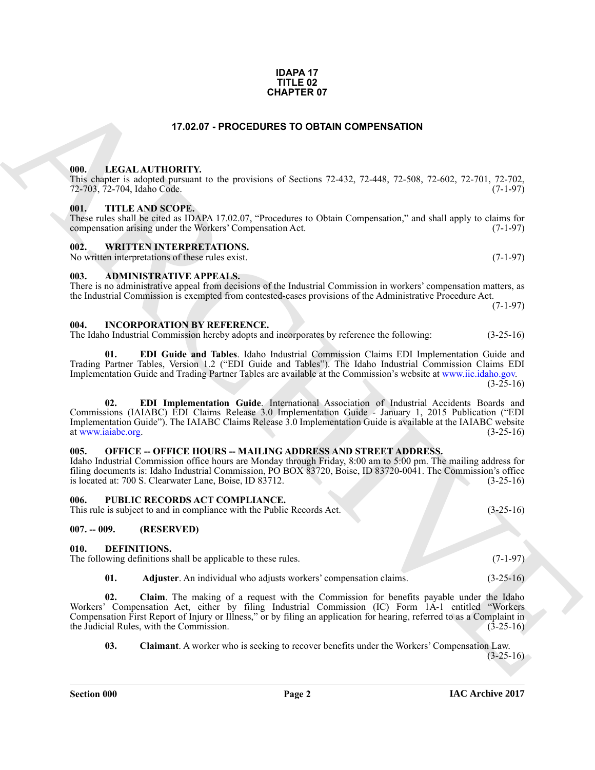**IDAPA 17**
**TITLE 02**
**CHAPTER 07**

# 17.02.07 - PROCEDURES TO OBTAIN COMPENSATION

### 000. LEGAL AUTHORITY.

This chapter is adopted pursuant to the provisions of Sections 72-432, 72-448, 72-508, 72-602, 72-701, 72-702, 72-703, 72-704, Idaho Code. (7-1-97)

### 001. TITLE AND SCOPE.

These rules shall be cited as IDAPA 17.02.07, "Procedures to Obtain Compensation," and shall apply to claims for compensation arising under the Workers' Compensation Act. (7-1-97)

### 002. WRITTEN INTERPRETATIONS.

No written interpretations of these rules exist. (7-1-97)

### 003. ADMINISTRATIVE APPEALS.

There is no administrative appeal from decisions of the Industrial Commission in workers' compensation matters, as the Industrial Commission is exempted from contested-cases provisions of the Administrative Procedure Act. (7-1-97)

### 004. INCORPORATION BY REFERENCE.

The Idaho Industrial Commission hereby adopts and incorporates by reference the following: (3-25-16)

**01. EDI Guide and Tables**. Idaho Industrial Commission Claims EDI Implementation Guide and Trading Partner Tables, Version 1.2 ("EDI Guide and Tables"). The Idaho Industrial Commission Claims EDI Implementation Guide and Trading Partner Tables are available at the Commission's website at www.iic.idaho.gov. (3-25-16)

**02. EDI Implementation Guide**. International Association of Industrial Accidents Boards and Commissions (IAIABC) EDI Claims Release 3.0 Implementation Guide - January 1, 2015 Publication ("EDI Implementation Guide"). The IAIABC Claims Release 3.0 Implementation Guide is available at the IAIABC website at www.iaiabc.org. (3-25-16)

### 005. OFFICE -- OFFICE HOURS -- MAILING ADDRESS AND STREET ADDRESS.

Idaho Industrial Commission office hours are Monday through Friday, 8:00 am to 5:00 pm. The mailing address for filing documents is: Idaho Industrial Commission, PO BOX 83720, Boise, ID 83720-0041. The Commission's office is located at: 700 S. Clearwater Lane, Boise, ID 83712. (3-25-16)

### 006. PUBLIC RECORDS ACT COMPLIANCE.

This rule is subject to and in compliance with the Public Records Act. (3-25-16)

### 007. -- 009. (RESERVED)

### 010. DEFINITIONS.

The following definitions shall be applicable to these rules. (7-1-97)

**01. Adjuster**. An individual who adjusts workers' compensation claims. (3-25-16)

**02. Claim**. The making of a request with the Commission for benefits payable under the Idaho Workers' Compensation Act, either by filing Industrial Commission (IC) Form 1A-1 entitled "Workers Compensation First Report of Injury or Illness," or by filing an application for hearing, referred to as a Complaint in the Judicial Rules, with the Commission. (3-25-16)

**03. Claimant**. A worker who is seeking to recover benefits under the Workers' Compensation Law. (3-25-16)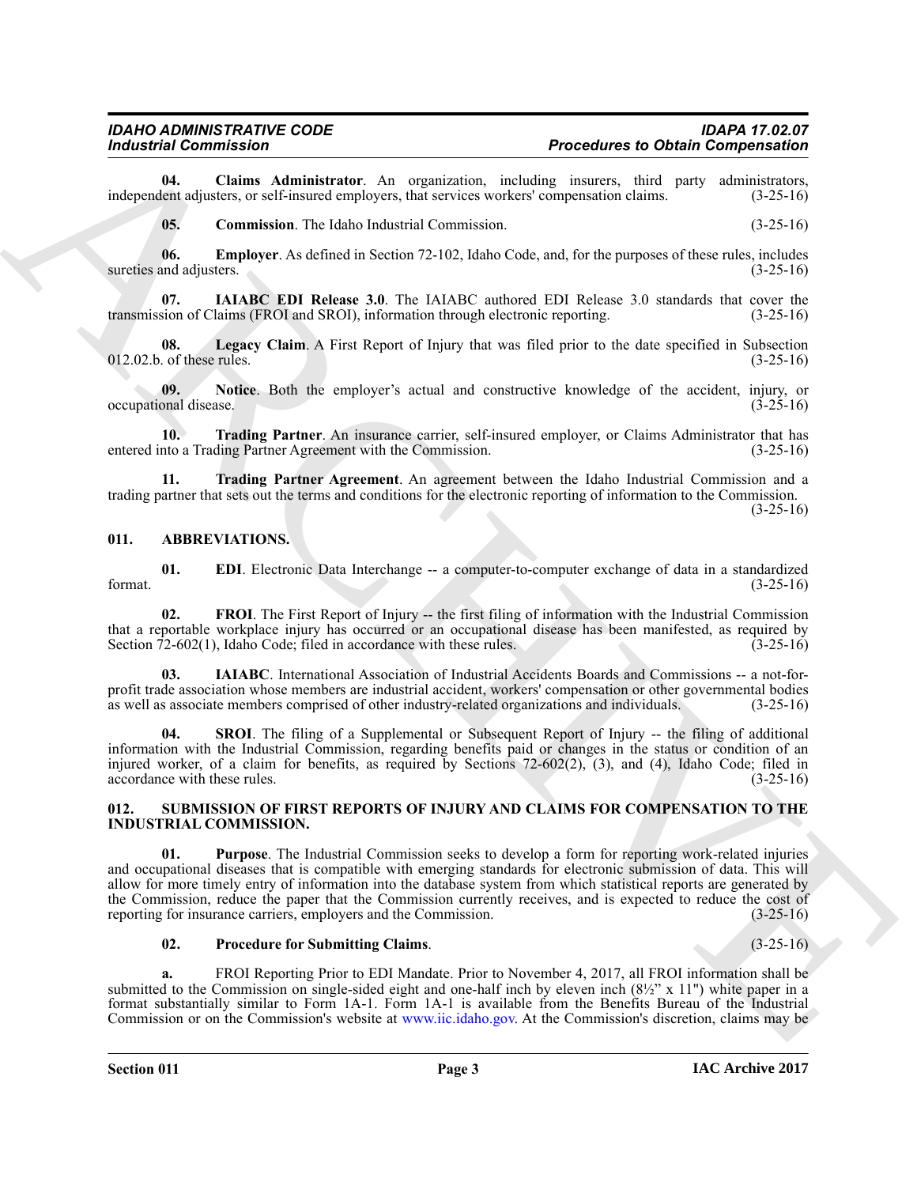**04. Claims Administrator**. An organization, including insurers, third party administrators, independent adjusters, or self-insured employers, that services workers' compensation claims. (3-25-16)

**05. Commission**. The Idaho Industrial Commission. (3-25-16)

**06. Employer**. As defined in Section 72-102, Idaho Code, and, for the purposes of these rules, includes sureties and adjusters. (3-25-16)

**07. IAIABC EDI Release 3.0**. The IAIABC authored EDI Release 3.0 standards that cover the transmission of Claims (FROI and SROI), information through electronic reporting. (3-25-16)

**08. Legacy Claim**. A First Report of Injury that was filed prior to the date specified in Subsection 012.02.b. of these rules. (3-25-16)

**09. Notice**. Both the employer's actual and constructive knowledge of the accident, injury, or occupational disease. (3-25-16)

**10. Trading Partner**. An insurance carrier, self-insured employer, or Claims Administrator that has entered into a Trading Partner Agreement with the Commission. (3-25-16)

**11. Trading Partner Agreement**. An agreement between the Idaho Industrial Commission and a trading partner that sets out the terms and conditions for the electronic reporting of information to the Commission. (3-25-16)

## 011. ABBREVIATIONS.

**01. EDI**. Electronic Data Interchange -- a computer-to-computer exchange of data in a standardized format. (3-25-16)

**02. FROI**. The First Report of Injury -- the first filing of information with the Industrial Commission that a reportable workplace injury has occurred or an occupational disease has been manifested, as required by Section 72-602(1), Idaho Code; filed in accordance with these rules. (3-25-16)

**03. IAIABC**. International Association of Industrial Accidents Boards and Commissions -- a not-for-profit trade association whose members are industrial accident, workers' compensation or other governmental bodies as well as associate members comprised of other industry-related organizations and individuals. (3-25-16)

**04. SROI**. The filing of a Supplemental or Subsequent Report of Injury -- the filing of additional information with the Industrial Commission, regarding benefits paid or changes in the status or condition of an injured worker, of a claim for benefits, as required by Sections 72-602(2), (3), and (4), Idaho Code; filed in accordance with these rules. (3-25-16)

## 012. SUBMISSION OF FIRST REPORTS OF INJURY AND CLAIMS FOR COMPENSATION TO THE INDUSTRIAL COMMISSION.

**01. Purpose**. The Industrial Commission seeks to develop a form for reporting work-related injuries and occupational diseases that is compatible with emerging standards for electronic submission of data. This will allow for more timely entry of information into the database system from which statistical reports are generated by the Commission, reduce the paper that the Commission currently receives, and is expected to reduce the cost of reporting for insurance carriers, employers and the Commission. (3-25-16)

**02. Procedure for Submitting Claims**. (3-25-16)

**a.** FROI Reporting Prior to EDI Mandate. Prior to November 4, 2017, all FROI information shall be submitted to the Commission on single-sided eight and one-half inch by eleven inch (8½" x 11") white paper in a format substantially similar to Form 1A-1. Form 1A-1 is available from the Benefits Bureau of the Industrial Commission or on the Commission's website at www.iic.idaho.gov. At the Commission's discretion, claims may be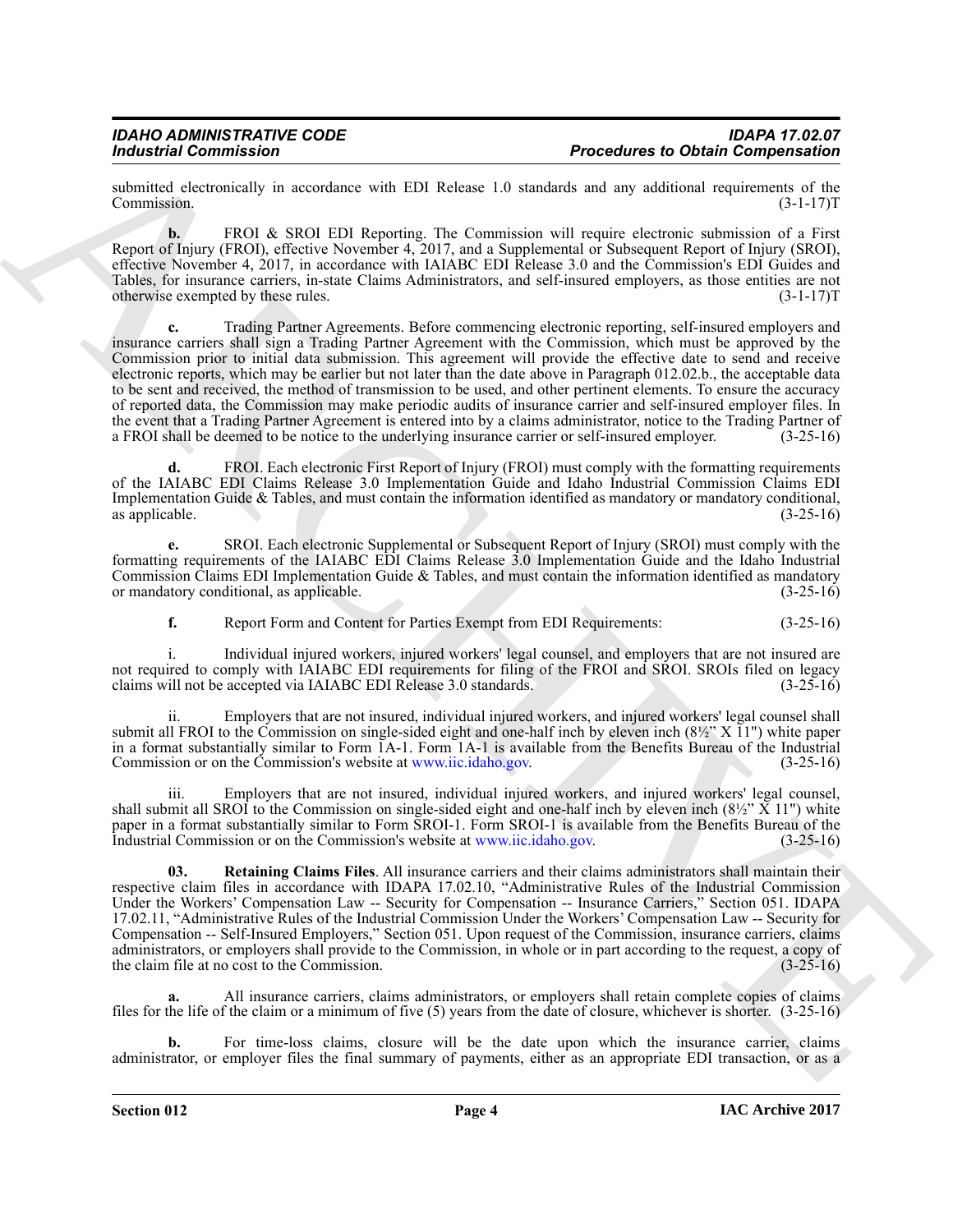submitted electronically in accordance with EDI Release 1.0 standards and any additional requirements of the Commission. (3-1-17)T

**b.** FROI & SROI EDI Reporting. The Commission will require electronic submission of a First Report of Injury (FROI), effective November 4, 2017, and a Supplemental or Subsequent Report of Injury (SROI), effective November 4, 2017, in accordance with IAIABC EDI Release 3.0 and the Commission's EDI Guides and Tables, for insurance carriers, in-state Claims Administrators, and self-insured employers, as those entities are not otherwise exempted by these rules. (3-1-17)T

**c.** Trading Partner Agreements. Before commencing electronic reporting, self-insured employers and insurance carriers shall sign a Trading Partner Agreement with the Commission, which must be approved by the Commission prior to initial data submission. This agreement will provide the effective date to send and receive electronic reports, which may be earlier but not later than the date above in Paragraph 012.02.b., the acceptable data to be sent and received, the method of transmission to be used, and other pertinent elements. To ensure the accuracy of reported data, the Commission may make periodic audits of insurance carrier and self-insured employer files. In the event that a Trading Partner Agreement is entered into by a claims administrator, notice to the Trading Partner of a FROI shall be deemed to be notice to the underlying insurance carrier or self-insured employer. (3-25-16)

**d.** FROI. Each electronic First Report of Injury (FROI) must comply with the formatting requirements of the IAIABC EDI Claims Release 3.0 Implementation Guide and Idaho Industrial Commission Claims EDI Implementation Guide & Tables, and must contain the information identified as mandatory or mandatory conditional, as applicable. (3-25-16)

**e.** SROI. Each electronic Supplemental or Subsequent Report of Injury (SROI) must comply with the formatting requirements of the IAIABC EDI Claims Release 3.0 Implementation Guide and the Idaho Industrial Commission Claims EDI Implementation Guide & Tables, and must contain the information identified as mandatory or mandatory conditional, as applicable. (3-25-16)

**f.** Report Form and Content for Parties Exempt from EDI Requirements: (3-25-16)

i. Individual injured workers, injured workers' legal counsel, and employers that are not insured are not required to comply with IAIABC EDI requirements for filing of the FROI and SROI. SROIs filed on legacy claims will not be accepted via IAIABC EDI Release 3.0 standards. (3-25-16)

ii. Employers that are not insured, individual injured workers, and injured workers' legal counsel shall submit all FROI to the Commission on single-sided eight and one-half inch by eleven inch (8½" X 11") white paper in a format substantially similar to Form 1A-1. Form 1A-1 is available from the Benefits Bureau of the Industrial Commission or on the Commission's website at www.iic.idaho.gov. (3-25-16)

iii. Employers that are not insured, individual injured workers, and injured workers' legal counsel, shall submit all SROI to the Commission on single-sided eight and one-half inch by eleven inch (8½" X 11") white paper in a format substantially similar to Form SROI-1. Form SROI-1 is available from the Benefits Bureau of the Industrial Commission or on the Commission's website at www.iic.idaho.gov. (3-25-16)

**03. Retaining Claims Files**. All insurance carriers and their claims administrators shall maintain their respective claim files in accordance with IDAPA 17.02.10, "Administrative Rules of the Industrial Commission Under the Workers' Compensation Law -- Security for Compensation -- Insurance Carriers," Section 051. IDAPA 17.02.11, "Administrative Rules of the Industrial Commission Under the Workers' Compensation Law -- Security for Compensation -- Self-Insured Employers," Section 051. Upon request of the Commission, insurance carriers, claims administrators, or employers shall provide to the Commission, in whole or in part according to the request, a copy of the claim file at no cost to the Commission. (3-25-16)

**a.** All insurance carriers, claims administrators, or employers shall retain complete copies of claims files for the life of the claim or a minimum of five (5) years from the date of closure, whichever is shorter. (3-25-16)

**b.** For time-loss claims, closure will be the date upon which the insurance carrier, claims administrator, or employer files the final summary of payments, either as an appropriate EDI transaction, or as a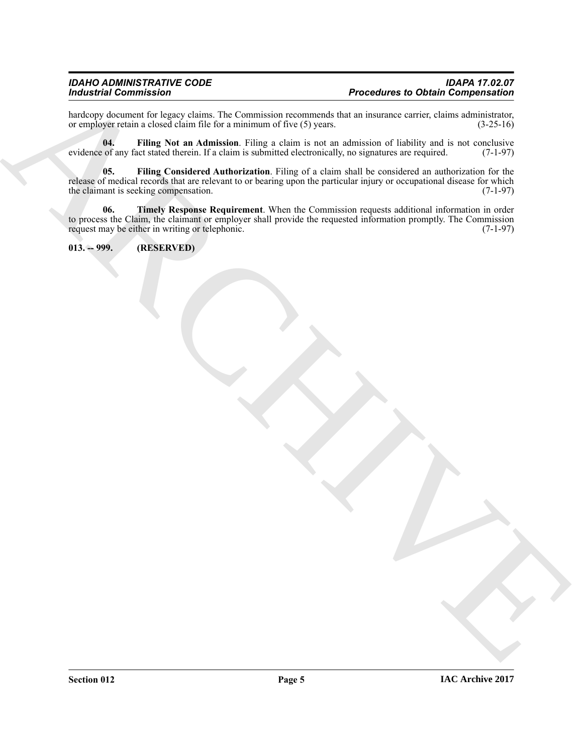hardcopy document for legacy claims. The Commission recommends that an insurance carrier, claims administrator, or employer retain a closed claim file for a minimum of five (5) years. (3-25-16)

**04. Filing Not an Admission**. Filing a claim is not an admission of liability and is not conclusive evidence of any fact stated therein. If a claim is submitted electronically, no signatures are required. (7-1-97)

**05. Filing Considered Authorization**. Filing of a claim shall be considered an authorization for the release of medical records that are relevant to or bearing upon the particular injury or occupational disease for which the claimant is seeking compensation. (7-1-97)

**06. Timely Response Requirement**. When the Commission requests additional information in order to process the Claim, the claimant or employer shall provide the requested information promptly. The Commission request may be either in writing or telephonic. (7-1-97)

**013. -- 999. (RESERVED)**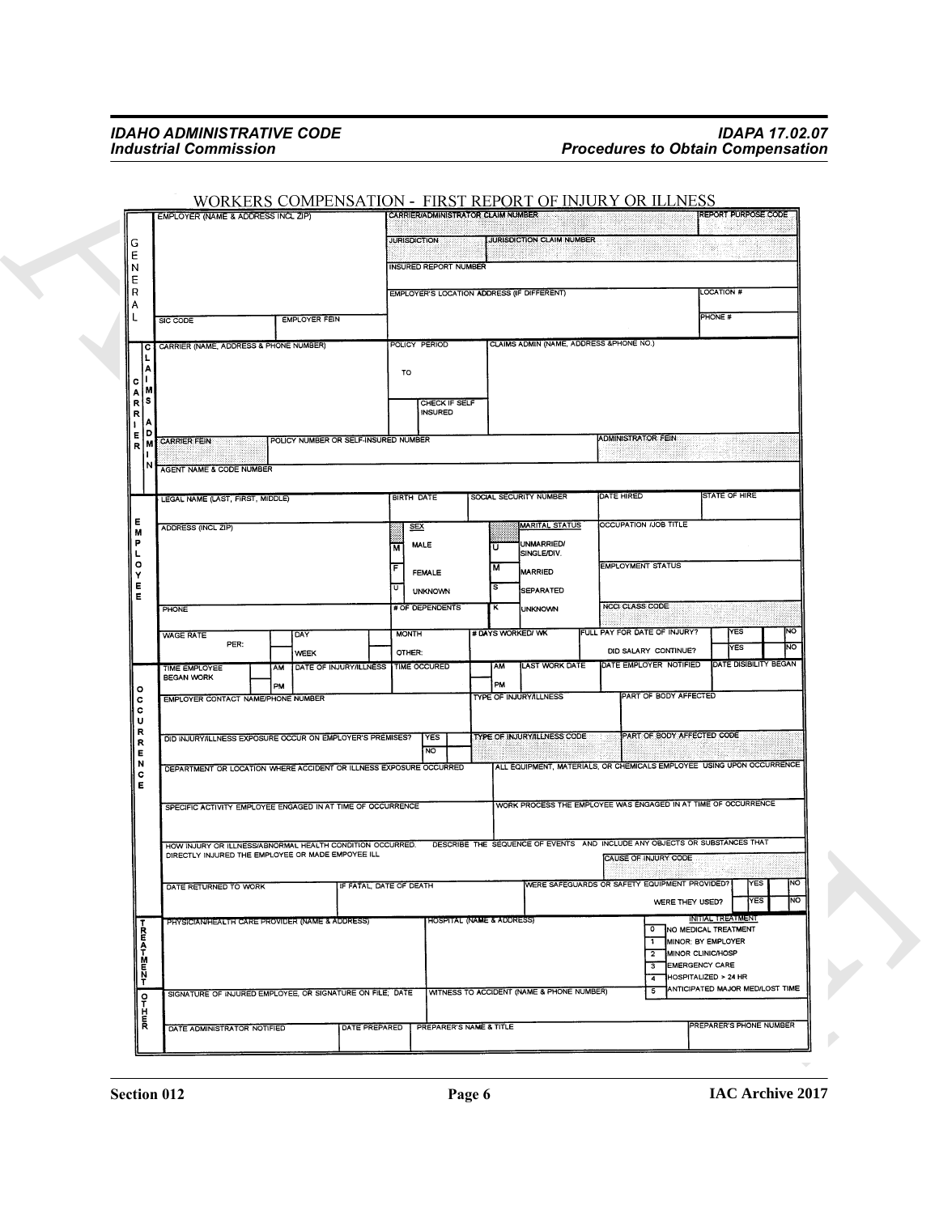# WORKERS COMPENSATION - FIRST REPORT OF INJURY OR ILLNESS

## GENERAL

| EMPLOYER (NAME & ADDRESS INCL ZIP) | CARRIER/ADMINISTRATOR CLAIM NUMBER | | REPORT PURPOSE CODE |
|---|---|---|---|
| | JURISDICTION | JURISDICTION CLAIM NUMBER | |
| | INSURED REPORT NUMBER | | |
| | EMPLOYER'S LOCATION ADDRESS (IF DIFFERENT) | | LOCATION # |
| SIC CODE / EMPLOYER FEIN | | | PHONE # |

## CARRIER / CLAIMS ADMIN

| CARRIER (NAME, ADDRESS & PHONE NUMBER) | POLICY PERIOD TO | CLAIMS ADMIN (NAME, ADDRESS & PHONE NO.) |
|---|---|---|
| | CHECK IF SELF INSURED | |
| CARRIER FEIN | POLICY NUMBER OR SELF-INSURED NUMBER | ADMINISTRATOR FEIN |
| AGENT NAME & CODE NUMBER | | |

## EMPLOYEE

| LEGAL NAME (LAST, FIRST, MIDDLE) | BIRTH DATE | SOCIAL SECURITY NUMBER | DATE HIRED | STATE OF HIRE |
|---|---|---|---|---|
| ADDRESS (INCL ZIP) | SEX: M MALE; F FEMALE; U UNKNOWN | MARITAL STATUS: U UNMARRIED/ SINGLE/DIV.; M MARRIED; S SEPARATED; K UNKNOWN | OCCUPATION /JOB TITLE | |
| | | | EMPLOYMENT STATUS | |
| PHONE | # OF DEPENDENTS | | NCCI CLASS CODE | |
| WAGE RATE PER: DAY / WEEK | MONTH / OTHER: | # DAYS WORKED/ WK | FULL PAY FOR DATE OF INJURY? YES / NO | DID SALARY CONTINUE? YES / NO |

## OCCURRENCE

| TIME EMPLOYEE BEGAN WORK AM / PM | DATE OF INJURY/ILLNESS | TIME OCCURED AM / PM | LAST WORK DATE | DATE EMPLOYER NOTIFIED | DATE DISIBILITY BEGAN |
|---|---|---|---|---|---|
| EMPLOYER CONTACT NAME/PHONE NUMBER | | TYPE OF INJURY/ILLNESS | | PART OF BODY AFFECTED | |
| DID INJURY/ILLNESS EXPOSURE OCCUR ON EMPLOYER'S PREMISES? YES / NO | | TYPE OF INJURY/ILLNESS CODE | | PART OF BODY AFFECTED CODE | |
| DEPARTMENT OR LOCATION WHERE ACCIDENT OR ILLNESS EXPOSURE OCCURRED | | ALL EQUIPMENT, MATERIALS, OR CHEMICALS EMPLOYEE USING UPON OCCURRENCE | | | |
| SPECIFIC ACTIVITY EMPLOYEE ENGAGED IN AT TIME OF OCCURRENCE | | WORK PROCESS THE EMPLOYEE WAS ENGAGED IN AT TIME OF OCCURRENCE | | | |
| HOW INJURY OR ILLNESS/ABNORMAL HEALTH CONDITION OCCURRED. DESCRIBE THE SEQUENCE OF EVENTS AND INCLUDE ANY OBJECTS OR SUBSTANCES THAT DIRECTLY INJURED THE EMPLOYEE OR MADE EMPOYEE ILL | | | | CAUSE OF INJURY CODE | |
| DATE RETURNED TO WORK | IF FATAL, DATE OF DEATH | WERE SAFEGUARDS OR SAFETY EQUIPMENT PROVIDED? YES / NO | | WERE THEY USED? YES / NO | |

## TREATMENT

| PHYSICIAN/HEALTH CARE PROVIDER (NAME & ADDRESS) | HOSPITAL (NAME & ADDRESS) | INITIAL TREATMENT |
|---|---|---|
| | | 0 NO MEDICAL TREATMENT |
| | | 1 MINOR: BY EMPLOYER |
| | | 2 MINOR CLINIC/HOSP |
| | | 3 EMERGENCY CARE |
| | | 4 HOSPITALIZED > 24 HR |
| | | 5 ANTICIPATED MAJOR MED/LOST TIME |

## OTHER

| SIGNATURE OF INJURED EMPLOYEE, OR SIGNATURE ON FILE; DATE | | WITNESS TO ACCIDENT (NAME & PHONE NUMBER) | |
|---|---|---|---|
| DATE ADMINISTRATOR NOTIFIED | DATE PREPARED | PREPARER'S NAME & TITLE | PREPARER'S PHONE NUMBER |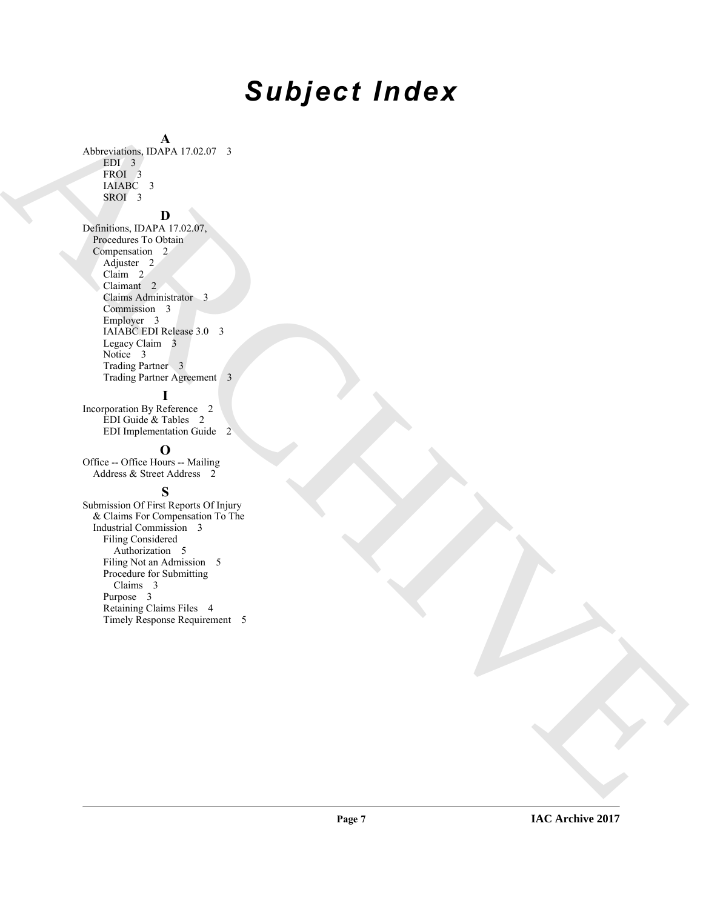# Subject Index

**A**

Abbreviations, IDAPA 17.02.07 3
- EDI 3
- FROI 3
- IAIABC 3
- SROI 3

**D**

Definitions, IDAPA 17.02.07, Procedures To Obtain Compensation 2
- Adjuster 2
- Claim 2
- Claimant 2
- Claims Administrator 3
- Commission 3
- Employer 3
- IAIABC EDI Release 3.0 3
- Legacy Claim 3
- Notice 3
- Trading Partner 3
- Trading Partner Agreement 3

**I**

Incorporation By Reference 2
- EDI Guide & Tables 2
- EDI Implementation Guide 2

**O**

Office -- Office Hours -- Mailing Address & Street Address 2

**S**

Submission Of First Reports Of Injury & Claims For Compensation To The Industrial Commission 3
- Filing Considered Authorization 5
- Filing Not an Admission 5
- Procedure for Submitting Claims 3
- Purpose 3
- Retaining Claims Files 4
- Timely Response Requirement 5